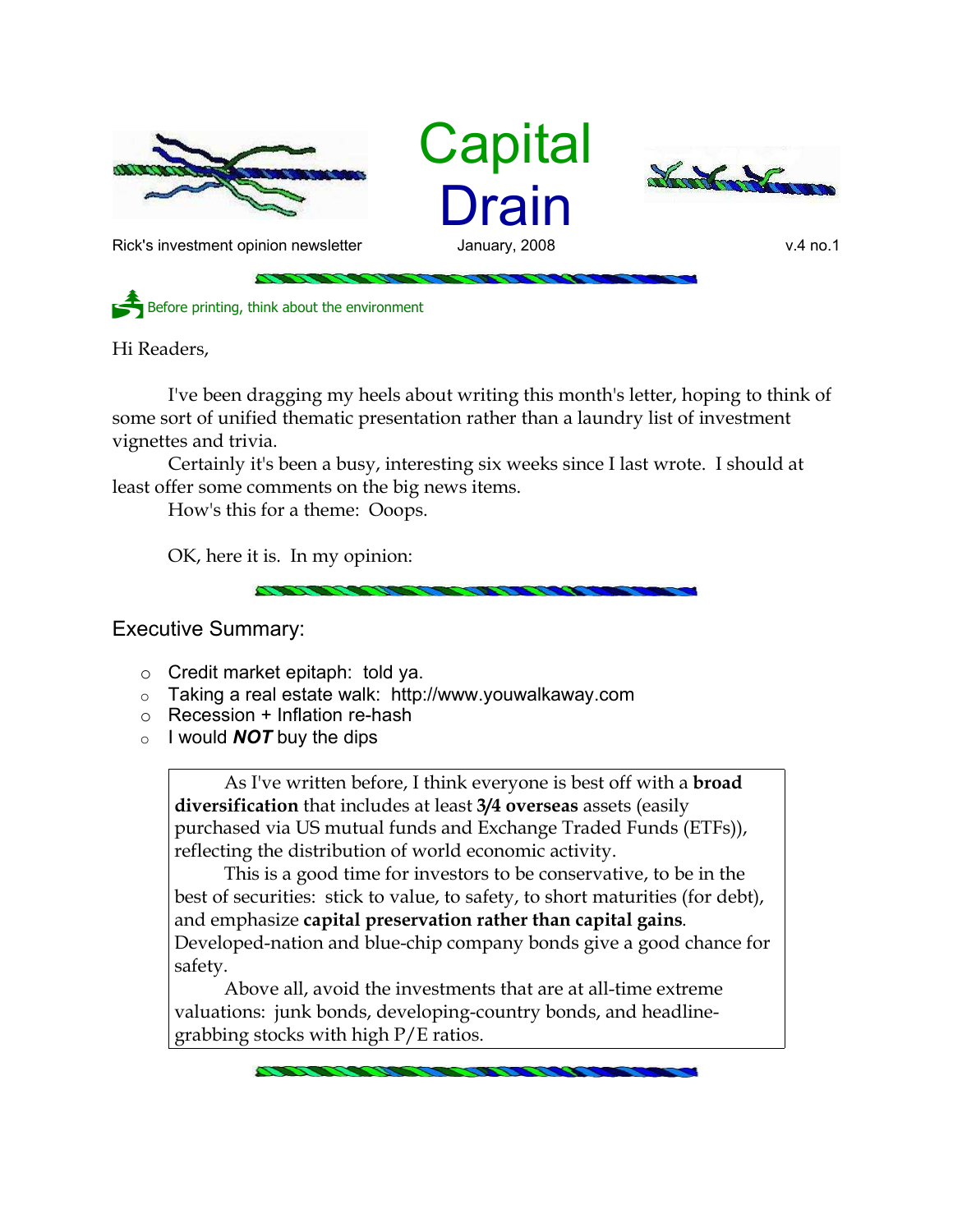# Capital Drain

Rick's investment opinion newsletter — January, 2008 — v.4 no.1

Before printing, think about the environment

Hi Readers,

I've been dragging my heels about writing this month's letter, hoping to think of some sort of unified thematic presentation rather than a laundry list of investment vignettes and trivia.

Certainly it's been a busy, interesting six weeks since I last wrote. I should at least offer some comments on the big news items.

How's this for a theme: Ooops.

OK, here it is. In my opinion:

## Executive Summary:

- Credit market epitaph: told ya.
- Taking a real estate walk: http://www.youwalkaway.com
- Recession + Inflation re-hash
- I would ***NOT*** buy the dips

> As I've written before, I think everyone is best off with a **broad diversification** that includes at least **3/4 overseas** assets (easily purchased via US mutual funds and Exchange Traded Funds (ETFs)), reflecting the distribution of world economic activity.
>
> This is a good time for investors to be conservative, to be in the best of securities: stick to value, to safety, to short maturities (for debt), and emphasize **capital preservation rather than capital gains**. Developed-nation and blue-chip company bonds give a good chance for safety.
>
> Above all, avoid the investments that are at all-time extreme valuations: junk bonds, developing-country bonds, and headline-grabbing stocks with high P/E ratios.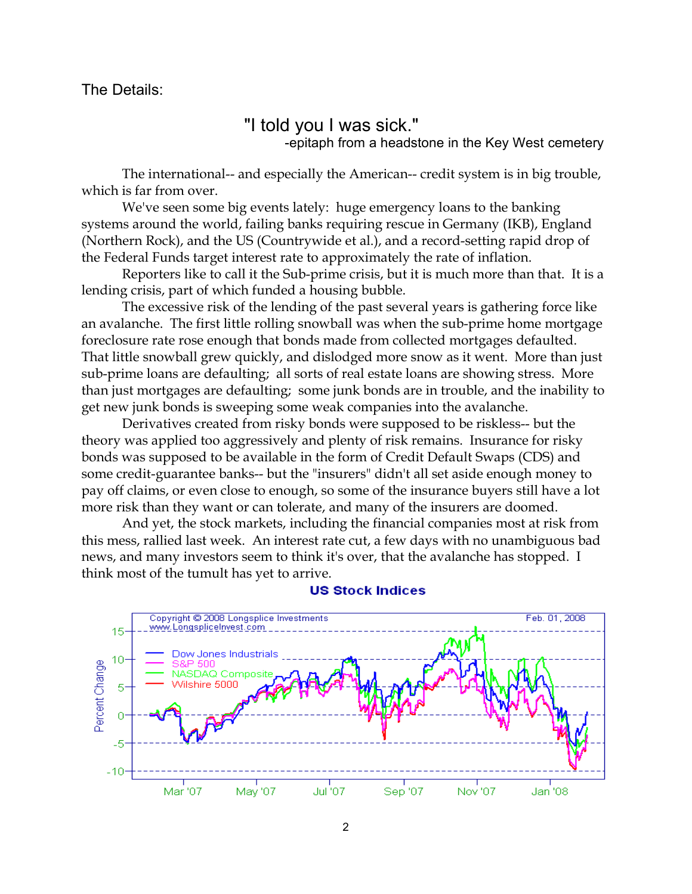The Details:

"I told you I was sick."
-epitaph from a headstone in the Key West cemetery

The international-- and especially the American-- credit system is in big trouble, which is far from over.

We've seen some big events lately: huge emergency loans to the banking systems around the world, failing banks requiring rescue in Germany (IKB), England (Northern Rock), and the US (Countrywide et al.), and a record-setting rapid drop of the Federal Funds target interest rate to approximately the rate of inflation.

Reporters like to call it the Sub-prime crisis, but it is much more than that. It is a lending crisis, part of which funded a housing bubble.

The excessive risk of the lending of the past several years is gathering force like an avalanche. The first little rolling snowball was when the sub-prime home mortgage foreclosure rate rose enough that bonds made from collected mortgages defaulted. That little snowball grew quickly, and dislodged more snow as it went. More than just sub-prime loans are defaulting; all sorts of real estate loans are showing stress. More than just mortgages are defaulting; some junk bonds are in trouble, and the inability to get new junk bonds is sweeping some weak companies into the avalanche.

Derivatives created from risky bonds were supposed to be riskless-- but the theory was applied too aggressively and plenty of risk remains. Insurance for risky bonds was supposed to be available in the form of Credit Default Swaps (CDS) and some credit-guarantee banks-- but the "insurers" didn't all set aside enough money to pay off claims, or even close to enough, so some of the insurance buyers still have a lot more risk than they want or can tolerate, and many of the insurers are doomed.

And yet, the stock markets, including the financial companies most at risk from this mess, rallied last week. An interest rate cut, a few days with no unambiguous bad news, and many investors seem to think it's over, that the avalanche has stopped. I think most of the tumult has yet to arrive.

**US Stock Indices**

Copyright © 2008 Longsplice Investments — www.LongspliceInvest.com — Feb. 01, 2008

(Chart: Percent Change, Mar '07 – Jan '08; Dow Jones Industrials, S&P 500, NASDAQ Composite, Wilshire 5000)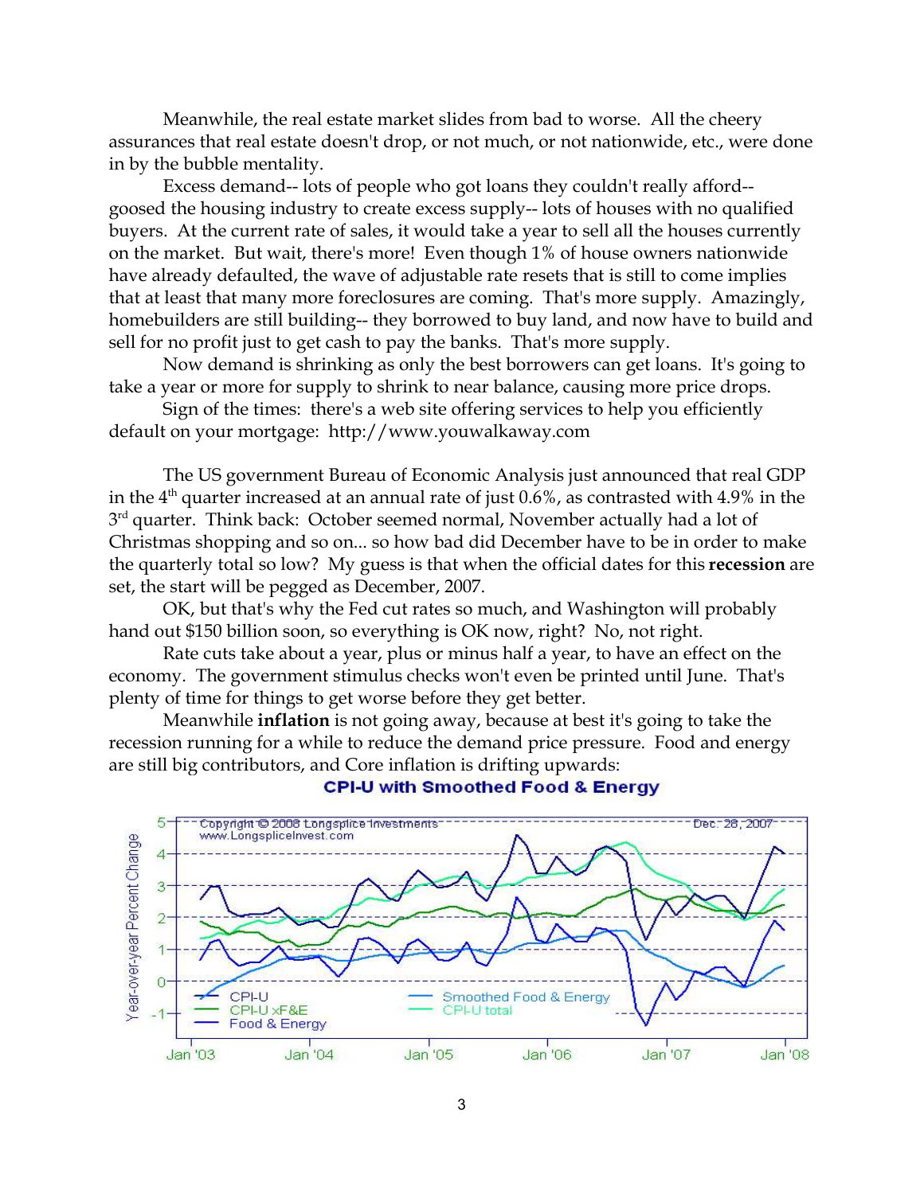Meanwhile, the real estate market slides from bad to worse. All the cheery assurances that real estate doesn't drop, or not much, or not nationwide, etc., were done in by the bubble mentality.

Excess demand-- lots of people who got loans they couldn't really afford-- goosed the housing industry to create excess supply-- lots of houses with no qualified buyers. At the current rate of sales, it would take a year to sell all the houses currently on the market. But wait, there's more! Even though 1% of house owners nationwide have already defaulted, the wave of adjustable rate resets that is still to come implies that at least that many more foreclosures are coming. That's more supply. Amazingly, homebuilders are still building-- they borrowed to buy land, and now have to build and sell for no profit just to get cash to pay the banks. That's more supply.

Now demand is shrinking as only the best borrowers can get loans. It's going to take a year or more for supply to shrink to near balance, causing more price drops.

Sign of the times: there's a web site offering services to help you efficiently default on your mortgage: http://www.youwalkaway.com

The US government Bureau of Economic Analysis just announced that real GDP in the 4th quarter increased at an annual rate of just 0.6%, as contrasted with 4.9% in the 3rd quarter. Think back: October seemed normal, November actually had a lot of Christmas shopping and so on... so how bad did December have to be in order to make the quarterly total so low? My guess is that when the official dates for this **recession** are set, the start will be pegged as December, 2007.

OK, but that's why the Fed cut rates so much, and Washington will probably hand out $150 billion soon, so everything is OK now, right? No, not right.

Rate cuts take about a year, plus or minus half a year, to have an effect on the economy. The government stimulus checks won't even be printed until June. That's plenty of time for things to get worse before they get better.

Meanwhile **inflation** is not going away, because at best it's going to take the recession running for a while to reduce the demand price pressure. Food and energy are still big contributors, and Core inflation is drifting upwards:

**CPI-U with Smoothed Food & Energy**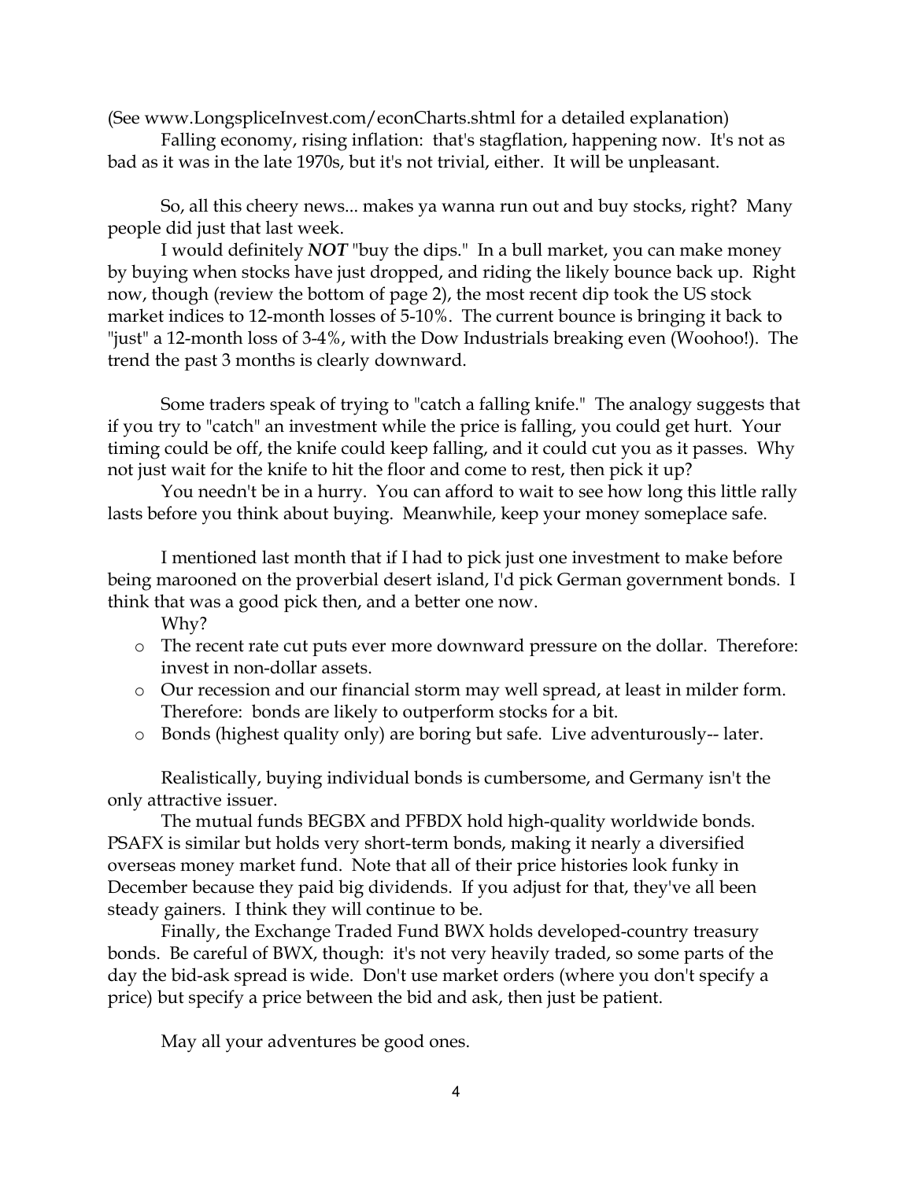(See www.LongspliceInvest.com/econCharts.shtml for a detailed explanation)

Falling economy, rising inflation: that's stagflation, happening now. It's not as bad as it was in the late 1970s, but it's not trivial, either. It will be unpleasant.

So, all this cheery news... makes ya wanna run out and buy stocks, right? Many people did just that last week.

I would definitely ***NOT*** "buy the dips." In a bull market, you can make money by buying when stocks have just dropped, and riding the likely bounce back up. Right now, though (review the bottom of page 2), the most recent dip took the US stock market indices to 12-month losses of 5-10%. The current bounce is bringing it back to "just" a 12-month loss of 3-4%, with the Dow Industrials breaking even (Woohoo!). The trend the past 3 months is clearly downward.

Some traders speak of trying to "catch a falling knife." The analogy suggests that if you try to "catch" an investment while the price is falling, you could get hurt. Your timing could be off, the knife could keep falling, and it could cut you as it passes. Why not just wait for the knife to hit the floor and come to rest, then pick it up?

You needn't be in a hurry. You can afford to wait to see how long this little rally lasts before you think about buying. Meanwhile, keep your money someplace safe.

I mentioned last month that if I had to pick just one investment to make before being marooned on the proverbial desert island, I'd pick German government bonds. I think that was a good pick then, and a better one now.

Why?

- The recent rate cut puts ever more downward pressure on the dollar. Therefore: invest in non-dollar assets.
- Our recession and our financial storm may well spread, at least in milder form. Therefore: bonds are likely to outperform stocks for a bit.
- Bonds (highest quality only) are boring but safe. Live adventurously-- later.

Realistically, buying individual bonds is cumbersome, and Germany isn't the only attractive issuer.

The mutual funds BEGBX and PFBDX hold high-quality worldwide bonds. PSAFX is similar but holds very short-term bonds, making it nearly a diversified overseas money market fund. Note that all of their price histories look funky in December because they paid big dividends. If you adjust for that, they've all been steady gainers. I think they will continue to be.

Finally, the Exchange Traded Fund BWX holds developed-country treasury bonds. Be careful of BWX, though: it's not very heavily traded, so some parts of the day the bid-ask spread is wide. Don't use market orders (where you don't specify a price) but specify a price between the bid and ask, then just be patient.

May all your adventures be good ones.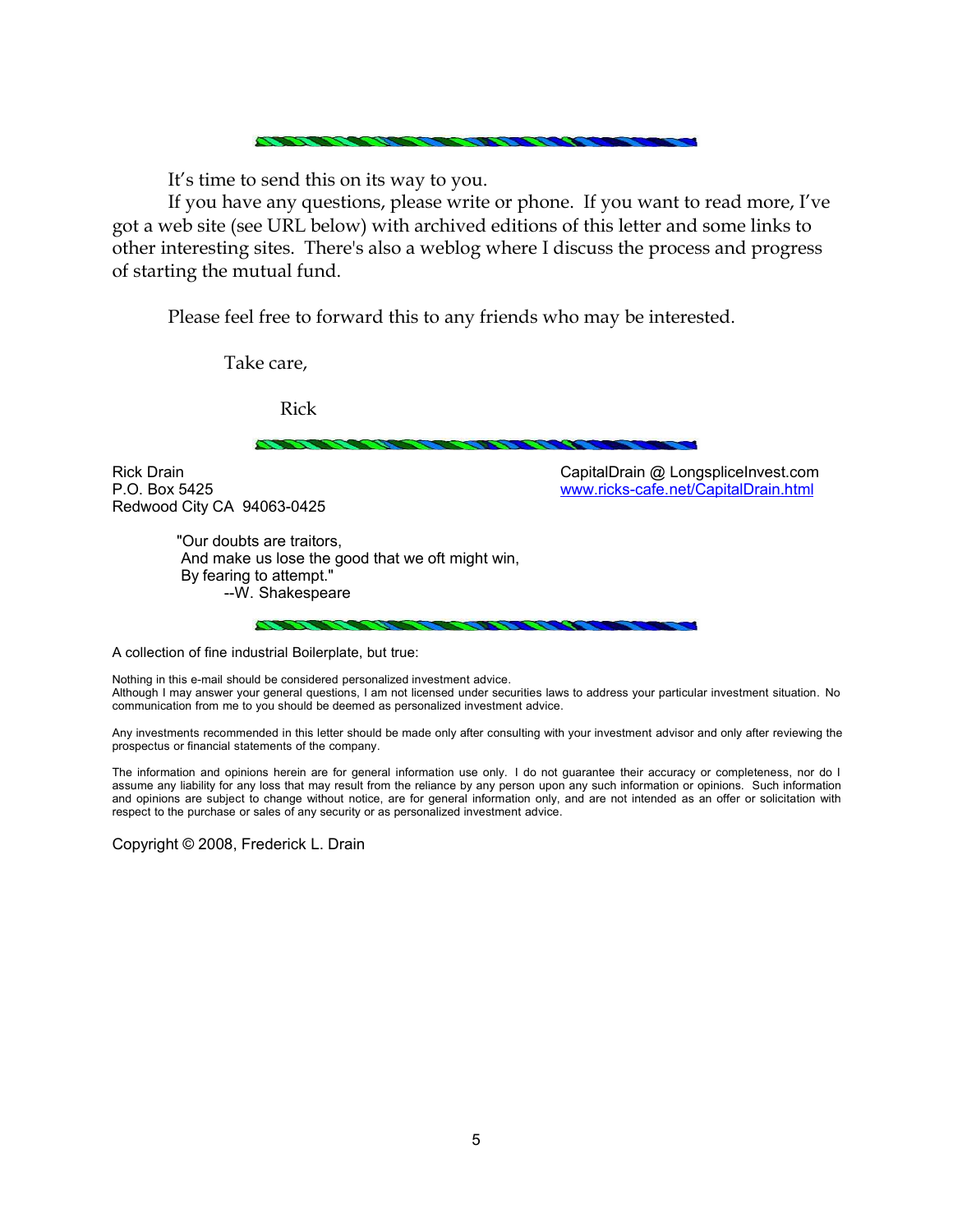It's time to send this on its way to you.

If you have any questions, please write or phone. If you want to read more, I've got a web site (see URL below) with archived editions of this letter and some links to other interesting sites. There's also a weblog where I discuss the process and progress of starting the mutual fund.

Please feel free to forward this to any friends who may be interested.

Take care,

Rick

---

Rick Drain
P.O. Box 5425
Redwood City CA 94063-0425

CapitalDrain @ LongspliceInvest.com
www.ricks-cafe.net/CapitalDrain.html

"Our doubts are traitors,
And make us lose the good that we oft might win,
By fearing to attempt."
--W. Shakespeare

---

A collection of fine industrial Boilerplate, but true:

Nothing in this e-mail should be considered personalized investment advice.
Although I may answer your general questions, I am not licensed under securities laws to address your particular investment situation. No communication from me to you should be deemed as personalized investment advice.

Any investments recommended in this letter should be made only after consulting with your investment advisor and only after reviewing the prospectus or financial statements of the company.

The information and opinions herein are for general information use only. I do not guarantee their accuracy or completeness, nor do I assume any liability for any loss that may result from the reliance by any person upon any such information or opinions. Such information and opinions are subject to change without notice, are for general information only, and are not intended as an offer or solicitation with respect to the purchase or sales of any security or as personalized investment advice.

Copyright © 2008, Frederick L. Drain